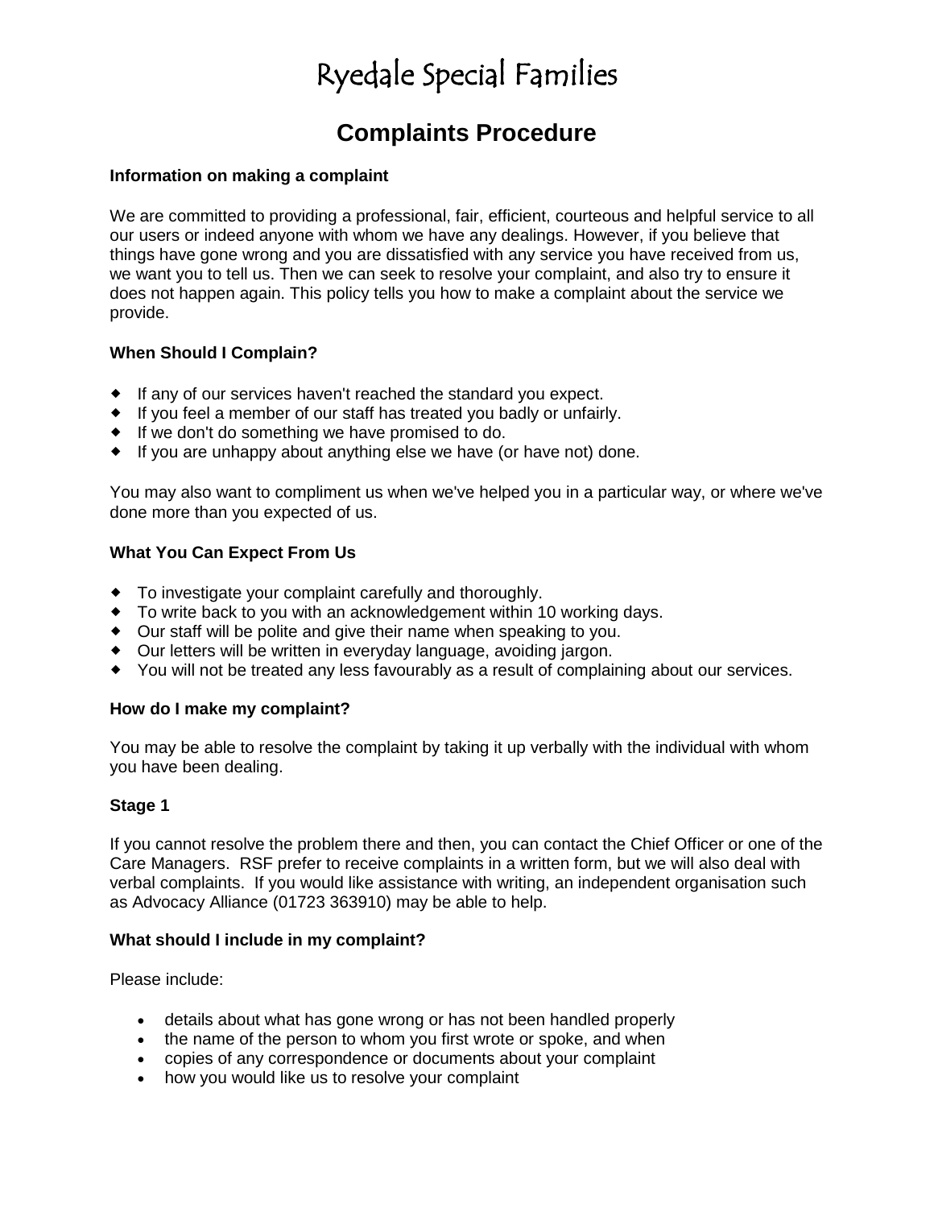# Ryedale Special Families

## Complaints Procedure

**Information on making a complaint**

We are committed to providing a professional, fair, efficient, courteous and helpful service to all our users or indeed anyone with whom we have any dealings. However, if you believe that things have gone wrong and you are dissatisfied with any service you have received from us, we want you to tell us. Then we can seek to resolve your complaint, and also try to ensure it does not happen again. This policy tells you how to make a complaint about the service we provide.

**When Should I Complain?**

- If any of our services haven't reached the standard you expect.
- If you feel a member of our staff has treated you badly or unfairly.
- If we don't do something we have promised to do.
- If you are unhappy about anything else we have (or have not) done.

You may also want to compliment us when we've helped you in a particular way, or where we've done more than you expected of us.

**What You Can Expect From Us**

- To investigate your complaint carefully and thoroughly.
- To write back to you with an acknowledgement within 10 working days.
- Our staff will be polite and give their name when speaking to you.
- Our letters will be written in everyday language, avoiding jargon.
- You will not be treated any less favourably as a result of complaining about our services.

**How do I make my complaint?**

You may be able to resolve the complaint by taking it up verbally with the individual with whom you have been dealing.

**Stage 1**

If you cannot resolve the problem there and then, you can contact the Chief Officer or one of the Care Managers. RSF prefer to receive complaints in a written form, but we will also deal with verbal complaints. If you would like assistance with writing, an independent organisation such as Advocacy Alliance (01723 363910) may be able to help.

**What should I include in my complaint?**

Please include:

- details about what has gone wrong or has not been handled properly
- the name of the person to whom you first wrote or spoke, and when
- copies of any correspondence or documents about your complaint
- how you would like us to resolve your complaint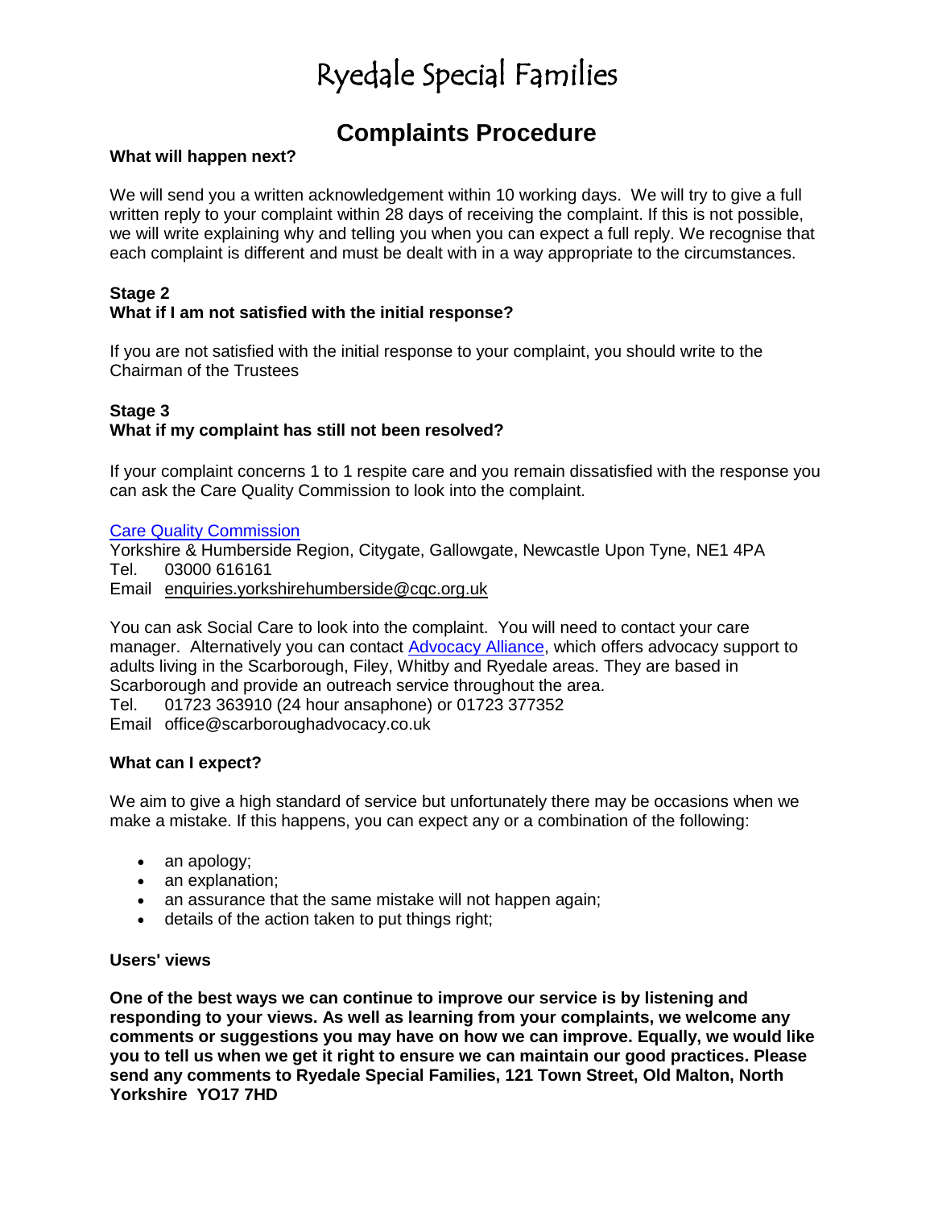# Ryedale Special Families

## Complaints Procedure

**What will happen next?**

We will send you a written acknowledgement within 10 working days. We will try to give a full written reply to your complaint within 28 days of receiving the complaint. If this is not possible, we will write explaining why and telling you when you can expect a full reply. We recognise that each complaint is different and must be dealt with in a way appropriate to the circumstances.

**Stage 2**
**What if I am not satisfied with the initial response?**

If you are not satisfied with the initial response to your complaint, you should write to the Chairman of the Trustees

**Stage 3**
**What if my complaint has still not been resolved?**

If your complaint concerns 1 to 1 respite care and you remain dissatisfied with the response you can ask the Care Quality Commission to look into the complaint.

Care Quality Commission
Yorkshire & Humberside Region, Citygate, Gallowgate, Newcastle Upon Tyne, NE1 4PA
Tel. 03000 616161
Email enquiries.yorkshirehumberside@cqc.org.uk

You can ask Social Care to look into the complaint. You will need to contact your care manager. Alternatively you can contact Advocacy Alliance, which offers advocacy support to adults living in the Scarborough, Filey, Whitby and Ryedale areas. They are based in Scarborough and provide an outreach service throughout the area.
Tel. 01723 363910 (24 hour ansaphone) or 01723 377352
Email office@scarboroughadvocacy.co.uk

**What can I expect?**

We aim to give a high standard of service but unfortunately there may be occasions when we make a mistake. If this happens, you can expect any or a combination of the following:

- an apology;
- an explanation;
- an assurance that the same mistake will not happen again;
- details of the action taken to put things right;

**Users' views**

**One of the best ways we can continue to improve our service is by listening and responding to your views. As well as learning from your complaints, we welcome any comments or suggestions you may have on how we can improve. Equally, we would like you to tell us when we get it right to ensure we can maintain our good practices. Please send any comments to Ryedale Special Families, 121 Town Street, Old Malton, North Yorkshire YO17 7HD**